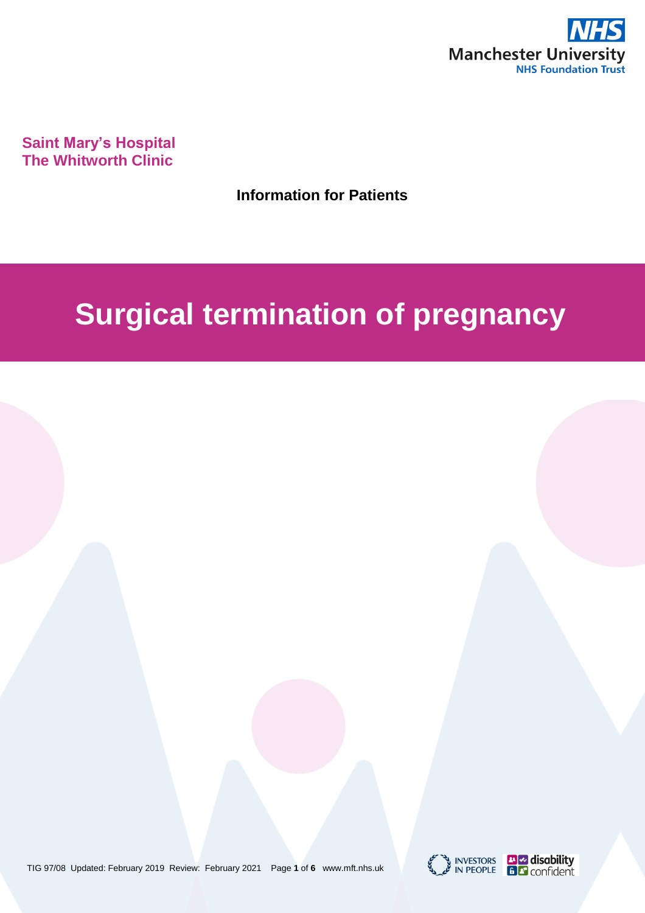Saint Mary's Hospital
The Whitworth Clinic

**Information for Patients**

# Surgical termination of pregnancy

TIG 97/08 Updated: February 2019 Review: February 2021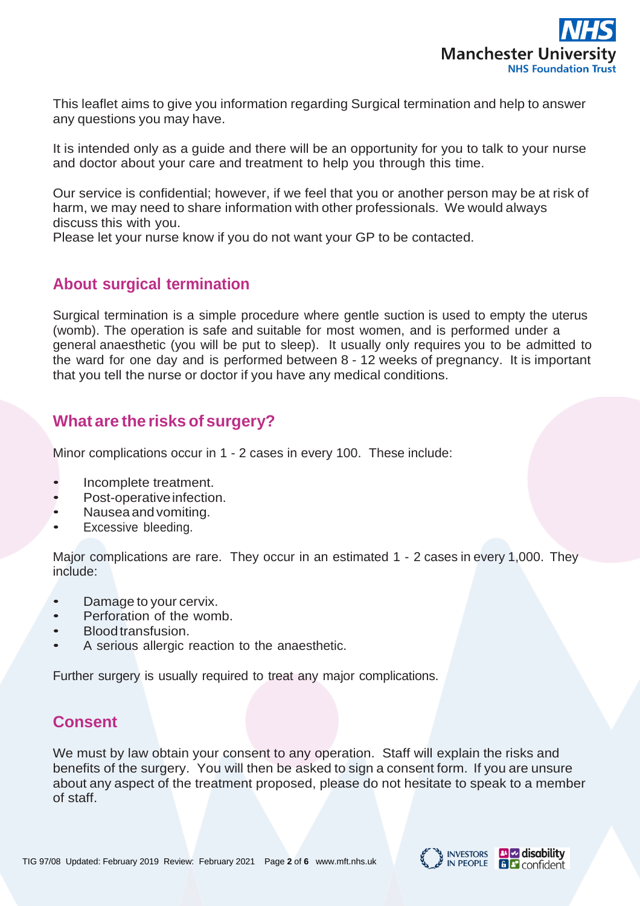This leaflet aims to give you information regarding Surgical termination and help to answer any questions you may have.

It is intended only as a guide and there will be an opportunity for you to talk to your nurse and doctor about your care and treatment to help you through this time.

Our service is confidential; however, if we feel that you or another person may be at risk of harm, we may need to share information with other professionals. We would always discuss this with you.
Please let your nurse know if you do not want your GP to be contacted.

## About surgical termination

Surgical termination is a simple procedure where gentle suction is used to empty the uterus (womb). The operation is safe and suitable for most women, and is performed under a general anaesthetic (you will be put to sleep). It usually only requires you to be admitted to the ward for one day and is performed between 8 - 12 weeks of pregnancy. It is important that you tell the nurse or doctor if you have any medical conditions.

## What are the risks of surgery?

Minor complications occur in 1 - 2 cases in every 100. These include:

- Incomplete treatment.
- Post-operative infection.
- Nausea and vomiting.
- Excessive bleeding.

Major complications are rare. They occur in an estimated 1 - 2 cases in every 1,000. They include:

- Damage to your cervix.
- Perforation of the womb.
- Blood transfusion.
- A serious allergic reaction to the anaesthetic.

Further surgery is usually required to treat any major complications.

## Consent

We must by law obtain your consent to any operation. Staff will explain the risks and benefits of the surgery. You will then be asked to sign a consent form. If you are unsure about any aspect of the treatment proposed, please do not hesitate to speak to a member of staff.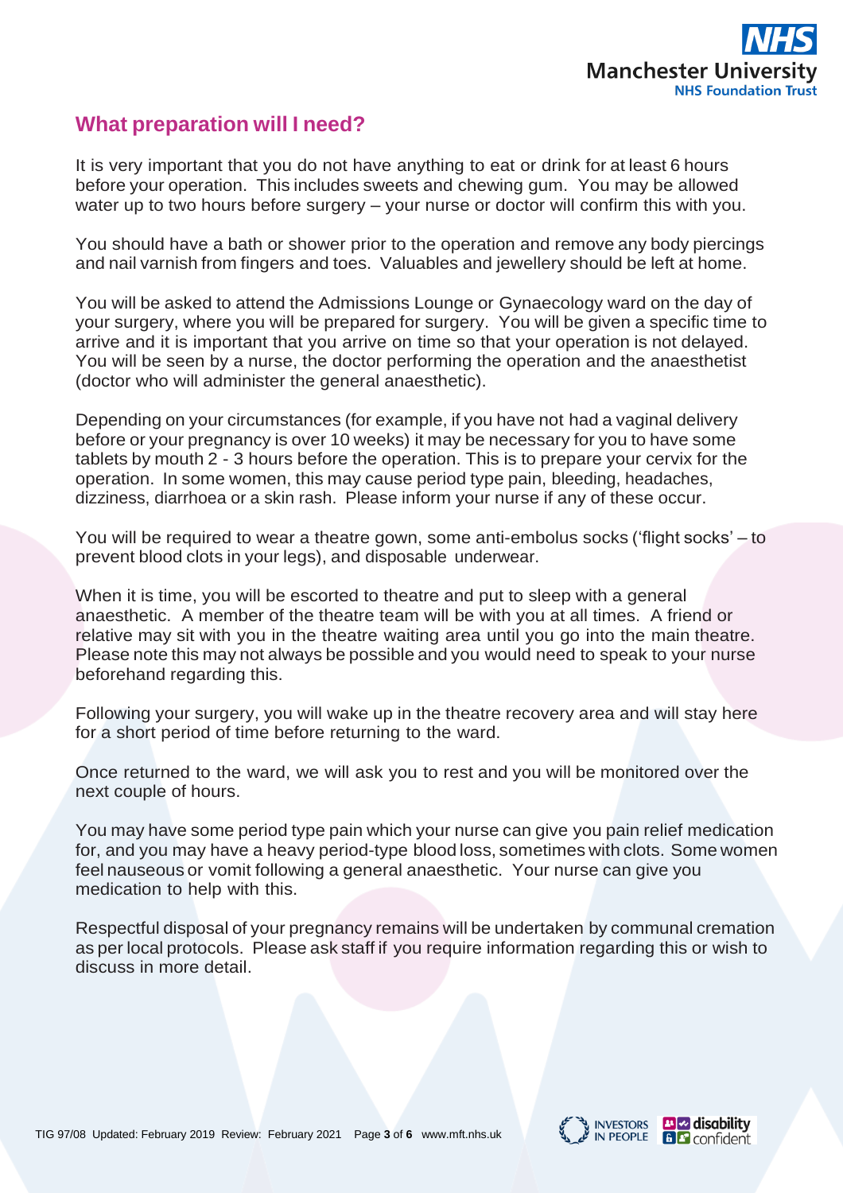## What preparation will I need?

It is very important that you do not have anything to eat or drink for at least 6 hours before your operation. This includes sweets and chewing gum. You may be allowed water up to two hours before surgery – your nurse or doctor will confirm this with you.

You should have a bath or shower prior to the operation and remove any body piercings and nail varnish from fingers and toes. Valuables and jewellery should be left at home.

You will be asked to attend the Admissions Lounge or Gynaecology ward on the day of your surgery, where you will be prepared for surgery. You will be given a specific time to arrive and it is important that you arrive on time so that your operation is not delayed. You will be seen by a nurse, the doctor performing the operation and the anaesthetist (doctor who will administer the general anaesthetic).

Depending on your circumstances (for example, if you have not had a vaginal delivery before or your pregnancy is over 10 weeks) it may be necessary for you to have some tablets by mouth 2 - 3 hours before the operation. This is to prepare your cervix for the operation. In some women, this may cause period type pain, bleeding, headaches, dizziness, diarrhoea or a skin rash. Please inform your nurse if any of these occur.

You will be required to wear a theatre gown, some anti-embolus socks ('flight socks' – to prevent blood clots in your legs), and disposable underwear.

When it is time, you will be escorted to theatre and put to sleep with a general anaesthetic. A member of the theatre team will be with you at all times. A friend or relative may sit with you in the theatre waiting area until you go into the main theatre. Please note this may not always be possible and you would need to speak to your nurse beforehand regarding this.

Following your surgery, you will wake up in the theatre recovery area and will stay here for a short period of time before returning to the ward.

Once returned to the ward, we will ask you to rest and you will be monitored over the next couple of hours.

You may have some period type pain which your nurse can give you pain relief medication for, and you may have a heavy period-type blood loss, sometimes with clots. Some women feel nauseous or vomit following a general anaesthetic. Your nurse can give you medication to help with this.

Respectful disposal of your pregnancy remains will be undertaken by communal cremation as per local protocols. Please ask staff if you require information regarding this or wish to discuss in more detail.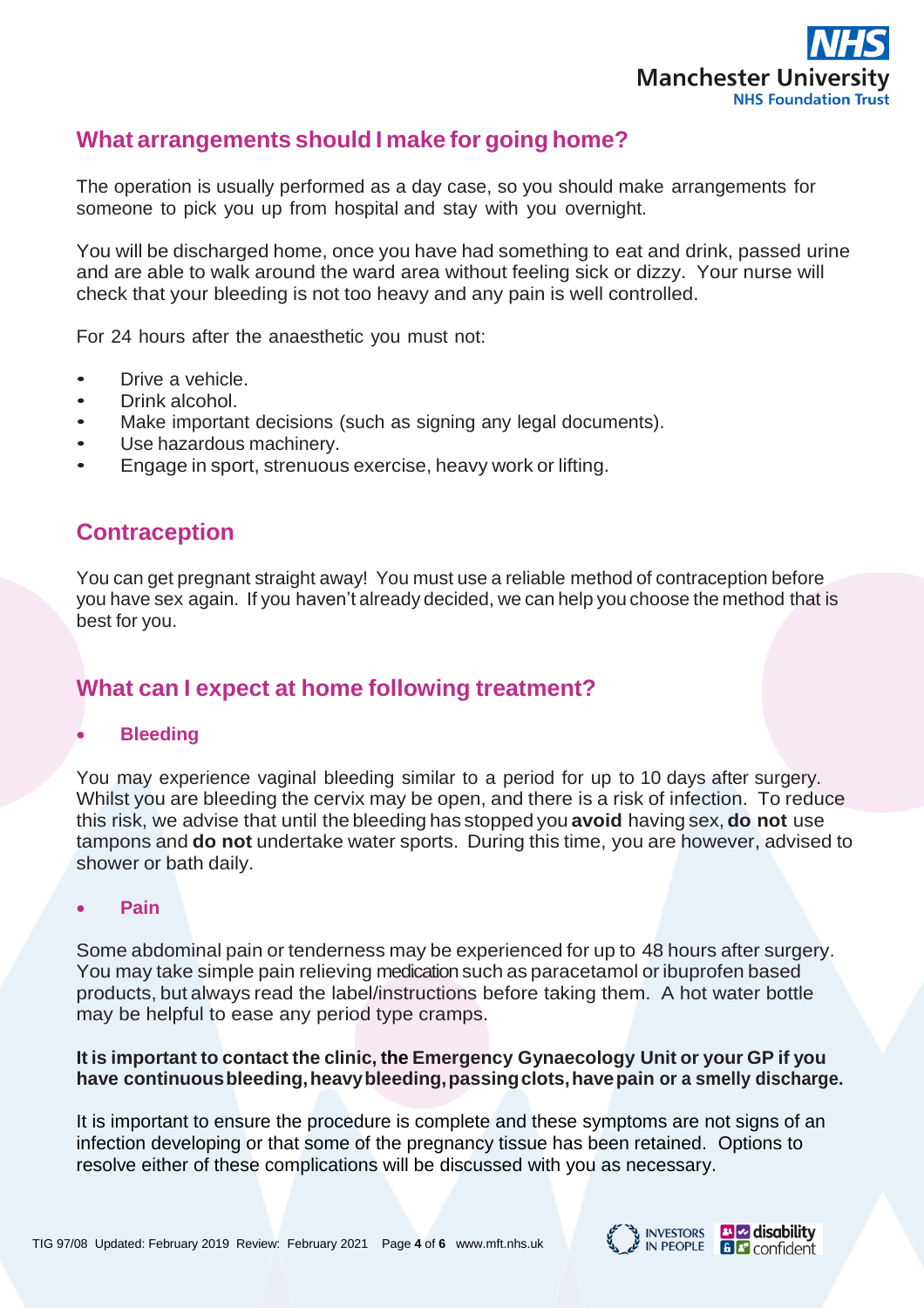## What arrangements should I make for going home?

The operation is usually performed as a day case, so you should make arrangements for someone to pick you up from hospital and stay with you overnight.

You will be discharged home, once you have had something to eat and drink, passed urine and are able to walk around the ward area without feeling sick or dizzy. Your nurse will check that your bleeding is not too heavy and any pain is well controlled.

For 24 hours after the anaesthetic you must not:

- Drive a vehicle.
- Drink alcohol.
- Make important decisions (such as signing any legal documents).
- Use hazardous machinery.
- Engage in sport, strenuous exercise, heavy work or lifting.

## Contraception

You can get pregnant straight away! You must use a reliable method of contraception before you have sex again. If you haven't already decided, we can help you choose the method that is best for you.

## What can I expect at home following treatment?

- **Bleeding**

You may experience vaginal bleeding similar to a period for up to 10 days after surgery. Whilst you are bleeding the cervix may be open, and there is a risk of infection. To reduce this risk, we advise that until the bleeding has stopped you **avoid** having sex, **do not** use tampons and **do not** undertake water sports. During this time, you are however, advised to shower or bath daily.

- **Pain**

Some abdominal pain or tenderness may be experienced for up to 48 hours after surgery. You may take simple pain relieving medication such as paracetamol or ibuprofen based products, but always read the label/instructions before taking them. A hot water bottle may be helpful to ease any period type cramps.

**It is important to contact the clinic, the Emergency Gynaecology Unit or your GP if you have continuous bleeding, heavy bleeding, passing clots, have pain or a smelly discharge.**

It is important to ensure the procedure is complete and these symptoms are not signs of an infection developing or that some of the pregnancy tissue has been retained. Options to resolve either of these complications will be discussed with you as necessary.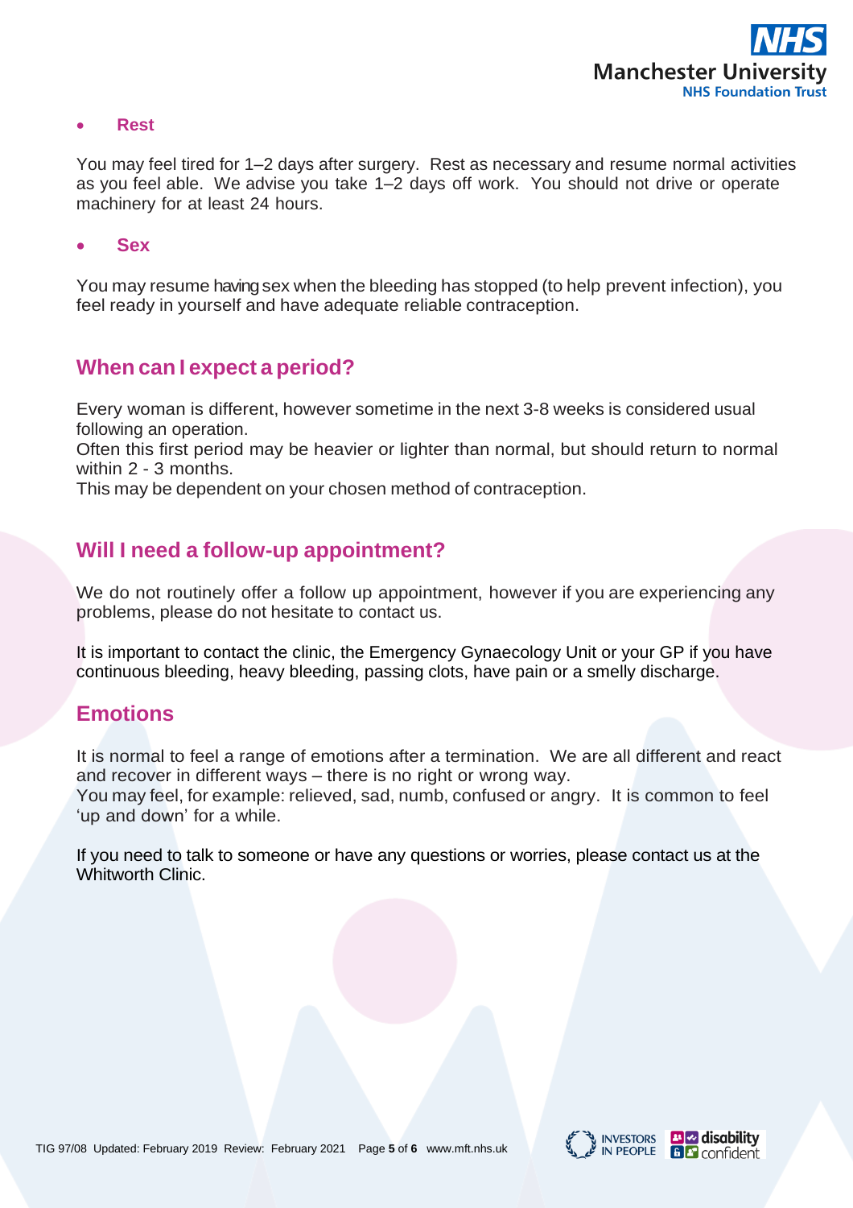- **Rest**

You may feel tired for 1–2 days after surgery. Rest as necessary and resume normal activities as you feel able. We advise you take 1–2 days off work. You should not drive or operate machinery for at least 24 hours.

- **Sex**

You may resume having sex when the bleeding has stopped (to help prevent infection), you feel ready in yourself and have adequate reliable contraception.

## When can I expect a period?

Every woman is different, however sometime in the next 3-8 weeks is considered usual following an operation.
Often this first period may be heavier or lighter than normal, but should return to normal within 2 - 3 months.
This may be dependent on your chosen method of contraception.

## Will I need a follow-up appointment?

We do not routinely offer a follow up appointment, however if you are experiencing any problems, please do not hesitate to contact us.

It is important to contact the clinic, the Emergency Gynaecology Unit or your GP if you have continuous bleeding, heavy bleeding, passing clots, have pain or a smelly discharge.

## Emotions

It is normal to feel a range of emotions after a termination. We are all different and react and recover in different ways – there is no right or wrong way.
You may feel, for example: relieved, sad, numb, confused or angry. It is common to feel 'up and down' for a while.

If you need to talk to someone or have any questions or worries, please contact us at the Whitworth Clinic.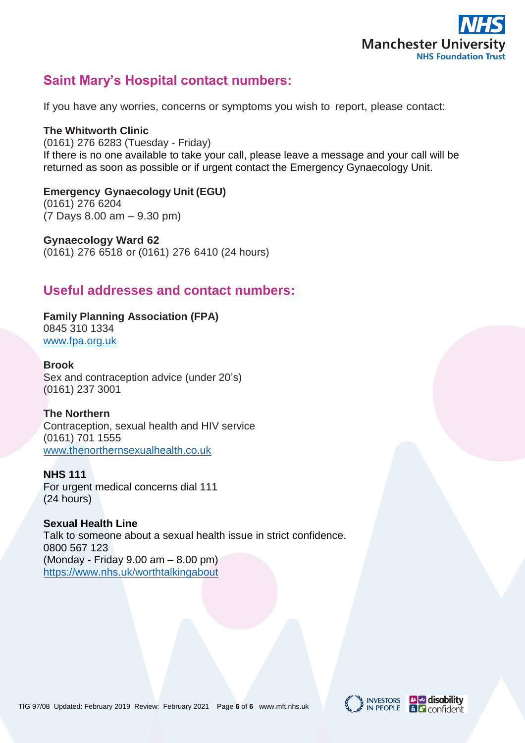## Saint Mary's Hospital contact numbers:

If you have any worries, concerns or symptoms you wish to report, please contact:

**The Whitworth Clinic**
(0161) 276 6283 (Tuesday - Friday)
If there is no one available to take your call, please leave a message and your call will be returned as soon as possible or if urgent contact the Emergency Gynaecology Unit.

**Emergency Gynaecology Unit (EGU)**
(0161) 276 6204
(7 Days 8.00 am – 9.30 pm)

**Gynaecology Ward 62**
(0161) 276 6518 or (0161) 276 6410 (24 hours)

## Useful addresses and contact numbers:

**Family Planning Association (FPA)**
0845 310 1334
www.fpa.org.uk

**Brook**
Sex and contraception advice (under 20's)
(0161) 237 3001

**The Northern**
Contraception, sexual health and HIV service
(0161) 701 1555
www.thenorthernsexualhealth.co.uk

**NHS 111**
For urgent medical concerns dial 111
(24 hours)

**Sexual Health Line**
Talk to someone about a sexual health issue in strict confidence.
0800 567 123
(Monday - Friday 9.00 am – 8.00 pm)
https://www.nhs.uk/worthtalkingabout

TIG 97/08 Updated: February 2019 Review: February 2021